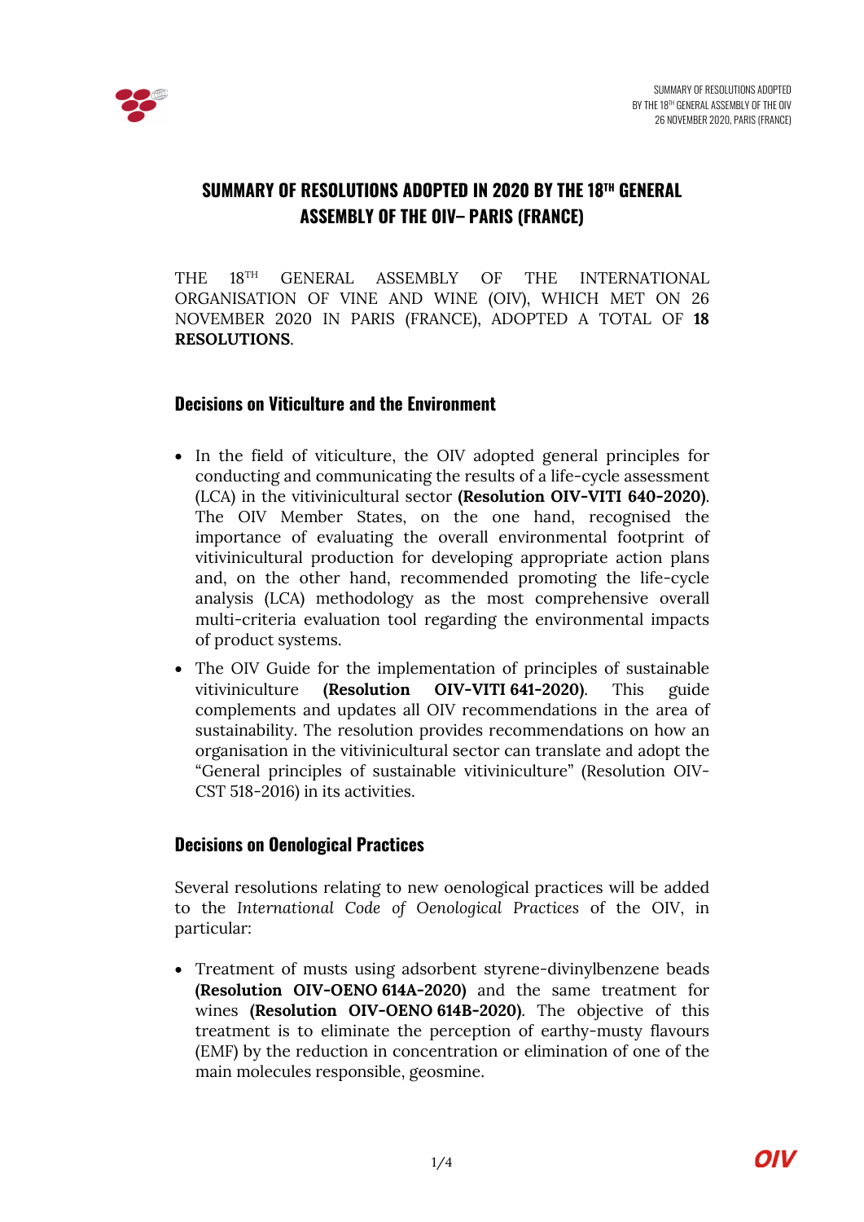# SUMMARY OF RESOLUTIONS ADOPTED IN 2020 BY THE 18TH GENERAL ASSEMBLY OF THE OIV– PARIS (FRANCE)

THE 18TH GENERAL ASSEMBLY OF THE INTERNATIONAL ORGANISATION OF VINE AND WINE (OIV), WHICH MET ON 26 NOVEMBER 2020 IN PARIS (FRANCE), ADOPTED A TOTAL OF **18 RESOLUTIONS**.

## Decisions on Viticulture and the Environment

- In the field of viticulture, the OIV adopted general principles for conducting and communicating the results of a life-cycle assessment (LCA) in the vitivinicultural sector **(Resolution OIV-VITI 640-2020)**. The OIV Member States, on the one hand, recognised the importance of evaluating the overall environmental footprint of vitivinicultural production for developing appropriate action plans and, on the other hand, recommended promoting the life-cycle analysis (LCA) methodology as the most comprehensive overall multi-criteria evaluation tool regarding the environmental impacts of product systems.
- The OIV Guide for the implementation of principles of sustainable vitiviniculture **(Resolution OIV-VITI 641-2020)**. This guide complements and updates all OIV recommendations in the area of sustainability. The resolution provides recommendations on how an organisation in the vitivinicultural sector can translate and adopt the "General principles of sustainable vitiviniculture" (Resolution OIV-CST 518-2016) in its activities.

## Decisions on Oenological Practices

Several resolutions relating to new oenological practices will be added to the *International Code of Oenological Practices* of the OIV, in particular:

- Treatment of musts using adsorbent styrene-divinylbenzene beads **(Resolution OIV-OENO 614A-2020)** and the same treatment for wines **(Resolution OIV-OENO 614B-2020)**. The objective of this treatment is to eliminate the perception of earthy-musty flavours (EMF) by the reduction in concentration or elimination of one of the main molecules responsible, geosmine.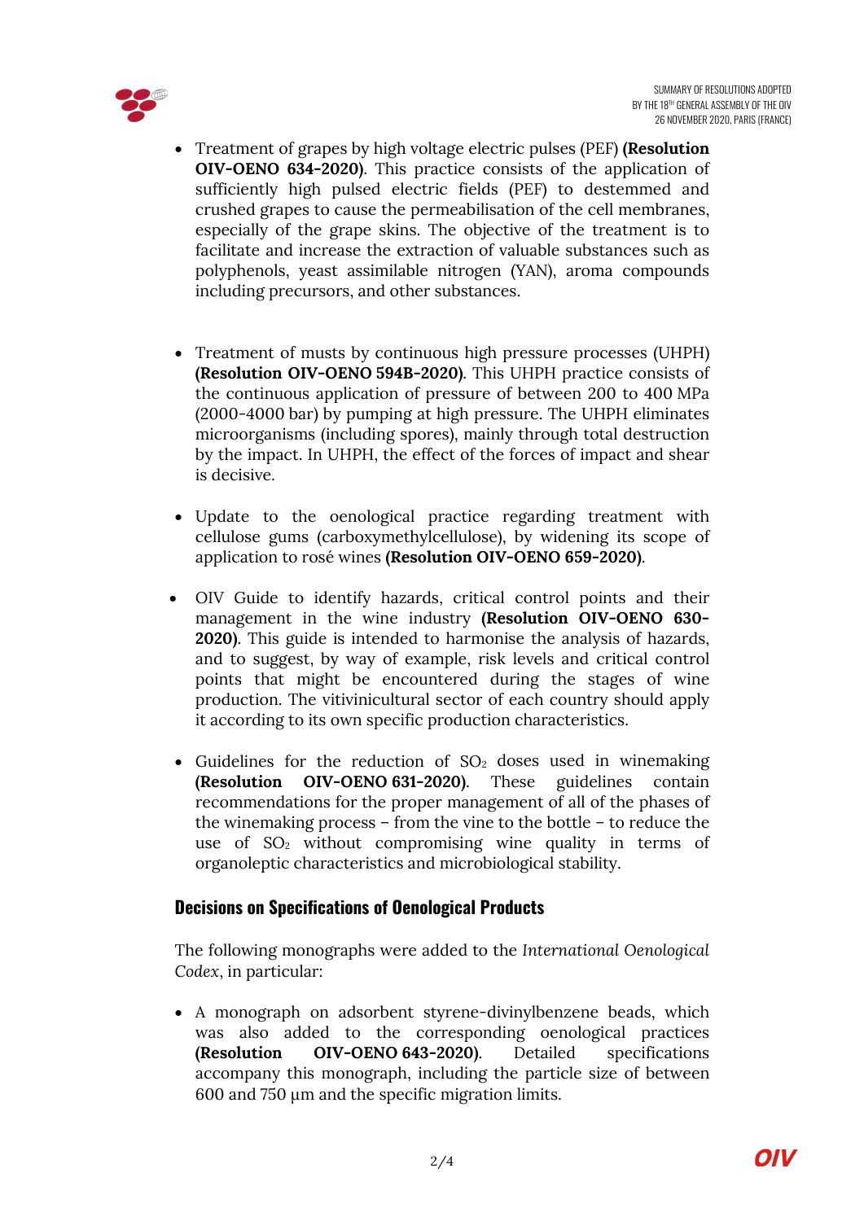- Treatment of grapes by high voltage electric pulses (PEF) **(Resolution OIV-OENO 634-2020)**. This practice consists of the application of sufficiently high pulsed electric fields (PEF) to destemmed and crushed grapes to cause the permeabilisation of the cell membranes, especially of the grape skins. The objective of the treatment is to facilitate and increase the extraction of valuable substances such as polyphenols, yeast assimilable nitrogen (YAN), aroma compounds including precursors, and other substances.

- Treatment of musts by continuous high pressure processes (UHPH) **(Resolution OIV-OENO 594B-2020)**. This UHPH practice consists of the continuous application of pressure of between 200 to 400 MPa (2000-4000 bar) by pumping at high pressure. The UHPH eliminates microorganisms (including spores), mainly through total destruction by the impact. In UHPH, the effect of the forces of impact and shear is decisive.

- Update to the oenological practice regarding treatment with cellulose gums (carboxymethylcellulose), by widening its scope of application to rosé wines **(Resolution OIV-OENO 659-2020)**.

- OIV Guide to identify hazards, critical control points and their management in the wine industry **(Resolution OIV-OENO 630-2020)**. This guide is intended to harmonise the analysis of hazards, and to suggest, by way of example, risk levels and critical control points that might be encountered during the stages of wine production. The vitivinicultural sector of each country should apply it according to its own specific production characteristics.

- Guidelines for the reduction of $SO_2$ doses used in winemaking **(Resolution OIV-OENO 631-2020)**. These guidelines contain recommendations for the proper management of all of the phases of the winemaking process – from the vine to the bottle – to reduce the use of $SO_2$ without compromising wine quality in terms of organoleptic characteristics and microbiological stability.

## Decisions on Specifications of Oenological Products

The following monographs were added to the *International Oenological Codex*, in particular:

- A monograph on adsorbent styrene-divinylbenzene beads, which was also added to the corresponding oenological practices **(Resolution OIV-OENO 643-2020)**. Detailed specifications accompany this monograph, including the particle size of between 600 and 750 µm and the specific migration limits.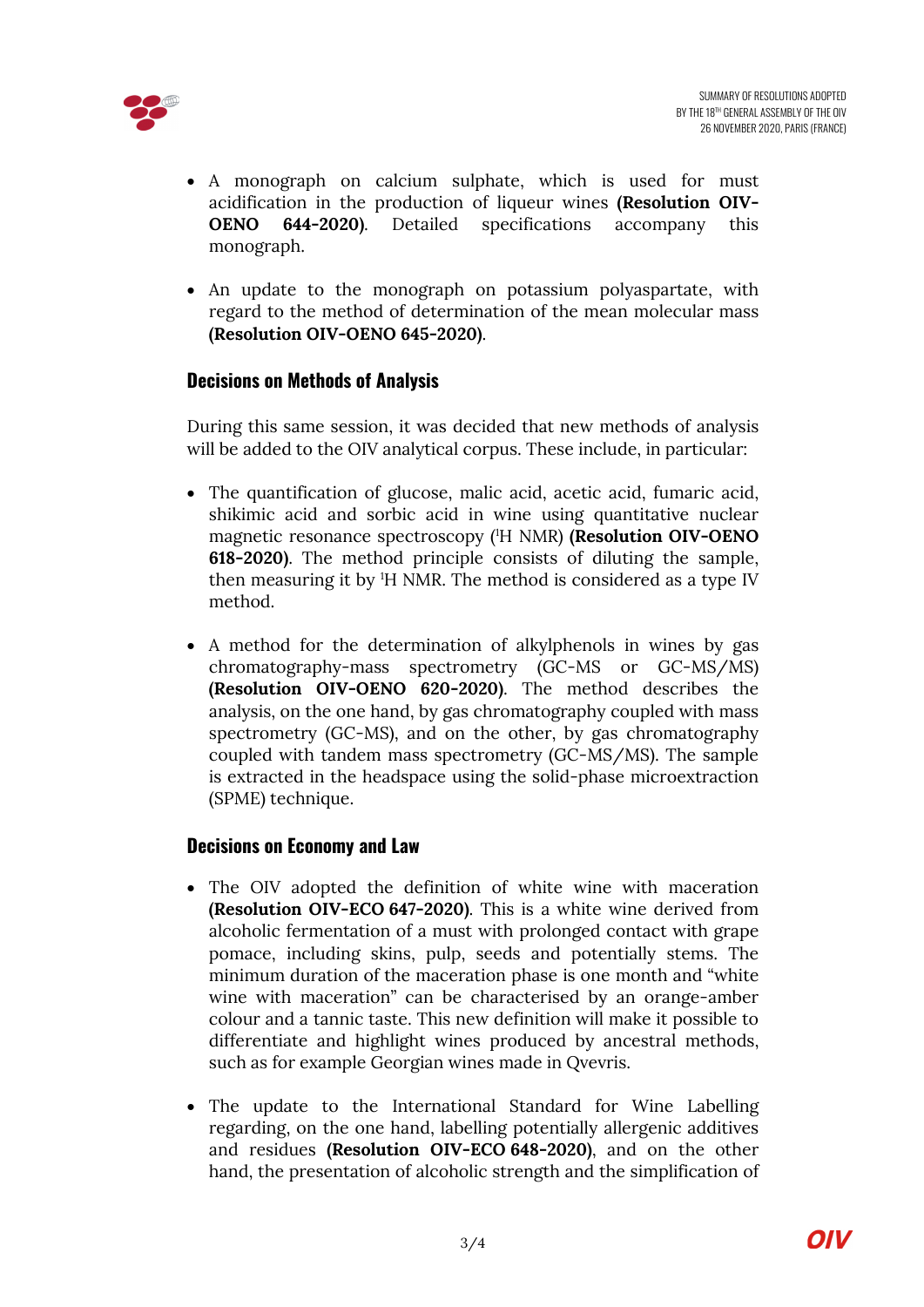- A monograph on calcium sulphate, which is used for must acidification in the production of liqueur wines **(Resolution OIV-OENO 644-2020)**. Detailed specifications accompany this monograph.

- An update to the monograph on potassium polyaspartate, with regard to the method of determination of the mean molecular mass **(Resolution OIV-OENO 645-2020)**.

## Decisions on Methods of Analysis

During this same session, it was decided that new methods of analysis will be added to the OIV analytical corpus. These include, in particular:

- The quantification of glucose, malic acid, acetic acid, fumaric acid, shikimic acid and sorbic acid in wine using quantitative nuclear magnetic resonance spectroscopy ($^{1}H$ NMR) **(Resolution OIV-OENO 618-2020)**. The method principle consists of diluting the sample, then measuring it by $^{1}H$ NMR. The method is considered as a type IV method.

- A method for the determination of alkylphenols in wines by gas chromatography-mass spectrometry (GC-MS or GC-MS/MS) **(Resolution OIV-OENO 620-2020)**. The method describes the analysis, on the one hand, by gas chromatography coupled with mass spectrometry (GC-MS), and on the other, by gas chromatography coupled with tandem mass spectrometry (GC-MS/MS). The sample is extracted in the headspace using the solid-phase microextraction (SPME) technique.

## Decisions on Economy and Law

- The OIV adopted the definition of white wine with maceration **(Resolution OIV-ECO 647-2020)**. This is a white wine derived from alcoholic fermentation of a must with prolonged contact with grape pomace, including skins, pulp, seeds and potentially stems. The minimum duration of the maceration phase is one month and "white wine with maceration" can be characterised by an orange-amber colour and a tannic taste. This new definition will make it possible to differentiate and highlight wines produced by ancestral methods, such as for example Georgian wines made in Qvevris.

- The update to the International Standard for Wine Labelling regarding, on the one hand, labelling potentially allergenic additives and residues **(Resolution OIV-ECO 648-2020)**, and on the other hand, the presentation of alcoholic strength and the simplification of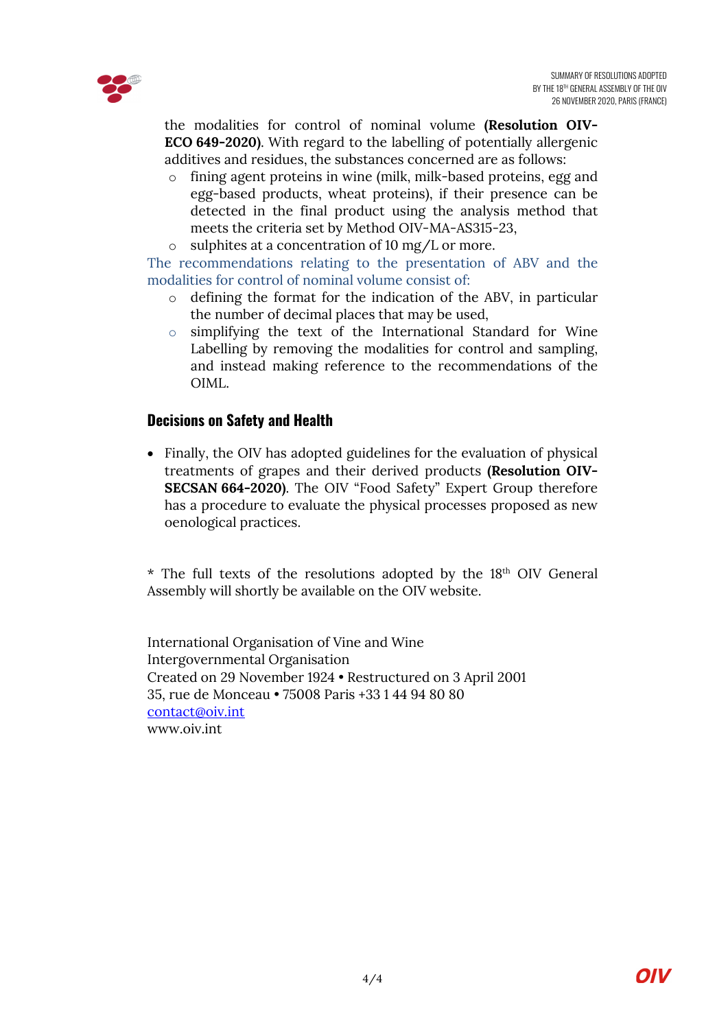the modalities for control of nominal volume **(Resolution OIV-ECO 649-2020)**. With regard to the labelling of potentially allergenic additives and residues, the substances concerned are as follows:

- fining agent proteins in wine (milk, milk-based proteins, egg and egg-based products, wheat proteins), if their presence can be detected in the final product using the analysis method that meets the criteria set by Method OIV-MA-AS315-23,
- sulphites at a concentration of 10 mg/L or more.

The recommendations relating to the presentation of ABV and the modalities for control of nominal volume consist of:

- defining the format for the indication of the ABV, in particular the number of decimal places that may be used,
- simplifying the text of the International Standard for Wine Labelling by removing the modalities for control and sampling, and instead making reference to the recommendations of the OIML.

## Decisions on Safety and Health

- Finally, the OIV has adopted guidelines for the evaluation of physical treatments of grapes and their derived products **(Resolution OIV-SECSAN 664-2020)**. The OIV "Food Safety" Expert Group therefore has a procedure to evaluate the physical processes proposed as new oenological practices.

* The full texts of the resolutions adopted by the 18th OIV General Assembly will shortly be available on the OIV website.

International Organisation of Vine and Wine
Intergovernmental Organisation
Created on 29 November 1924 • Restructured on 3 April 2001
35, rue de Monceau • 75008 Paris +33 1 44 94 80 80
contact@oiv.int
www.oiv.int